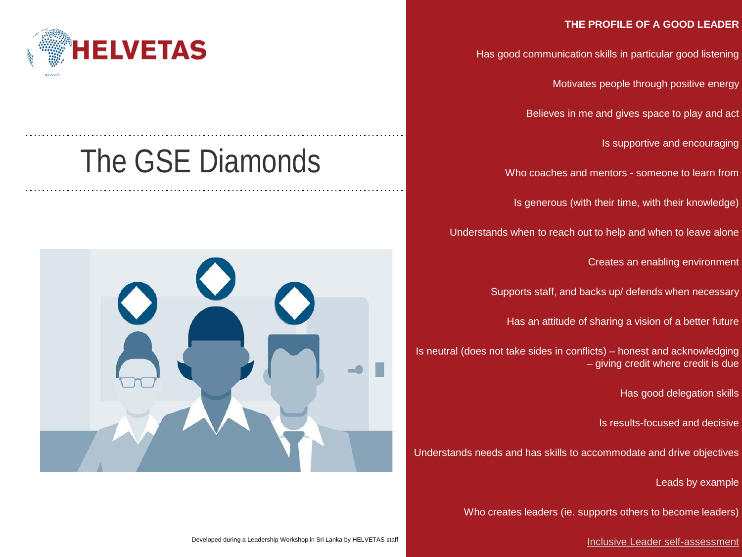HELVETAS

# The GSE Diamonds

Developed during a Leadership Workshop in Sri Lanka by HELVETAS staff

## THE PROFILE OF A GOOD LEADER

Has good communication skills in particular good listening

Motivates people through positive energy

Believes in me and gives space to play and act

Is supportive and encouraging

Who coaches and mentors - someone to learn from

Is generous (with their time, with their knowledge)

Understands when to reach out to help and when to leave alone

Creates an enabling environment

Supports staff, and backs up/ defends when necessary

Has an attitude of sharing a vision of a better future

Is neutral (does not take sides in conflicts) – honest and acknowledging – giving credit where credit is due

Has good delegation skills

Is results-focused and decisive

Understands needs and has skills to accommodate and drive objectives

Leads by example

Who creates leaders (ie. supports others to become leaders)

Inclusive Leader self-assessment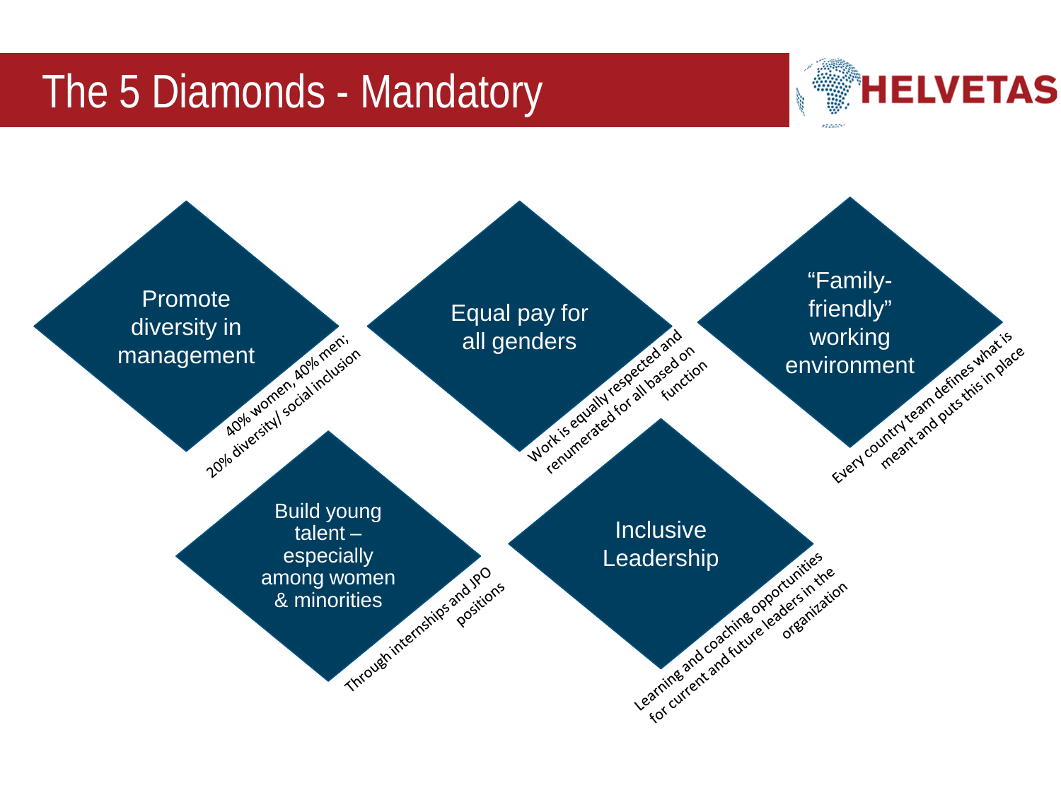# The 5 Diamonds - Mandatory

HELVETAS

- **Promote diversity in management**
  40% women, 40% men; 20% diversity/ social inclusion

- **Equal pay for all genders**
  Work is equally respected and renumerated for all based on function

- **“Family-friendly” working environment**
  Every country team defines what is meant and puts this in place

- **Build young talent – especially among women & minorities**
  Through internships and JPO positions

- **Inclusive Leadership**
  Learning and coaching opportunities for current and future leaders in the organization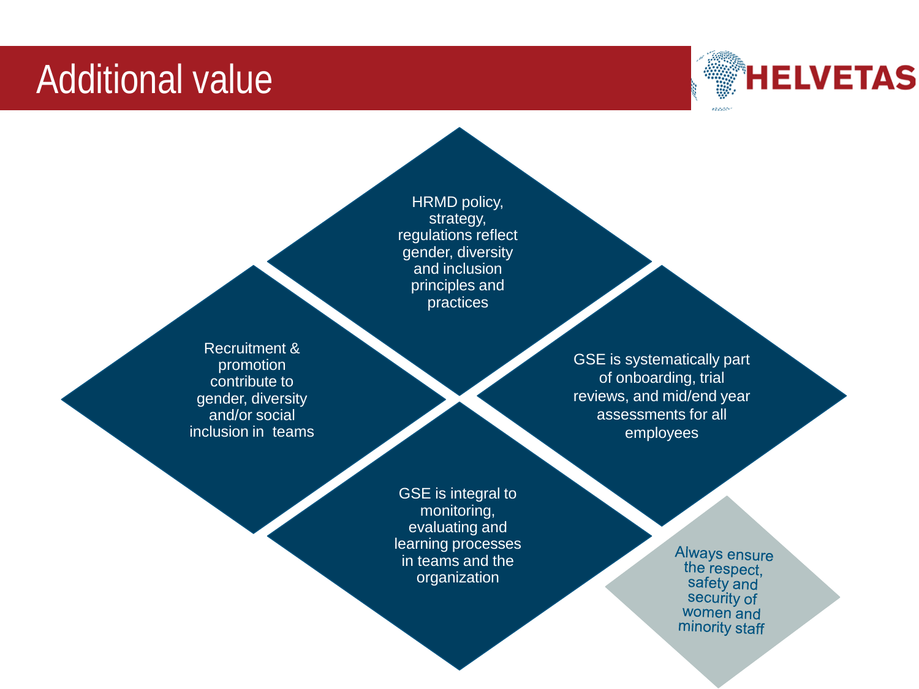# Additional value

- HRMD policy, strategy, regulations reflect gender, diversity and inclusion principles and practices
- Recruitment & promotion contribute to gender, diversity and/or social inclusion in teams
- GSE is systematically part of onboarding, trial reviews, and mid/end year assessments for all employees
- GSE is integral to monitoring, evaluating and learning processes in teams and the organization

Always ensure the respect, safety and security of women and minority staff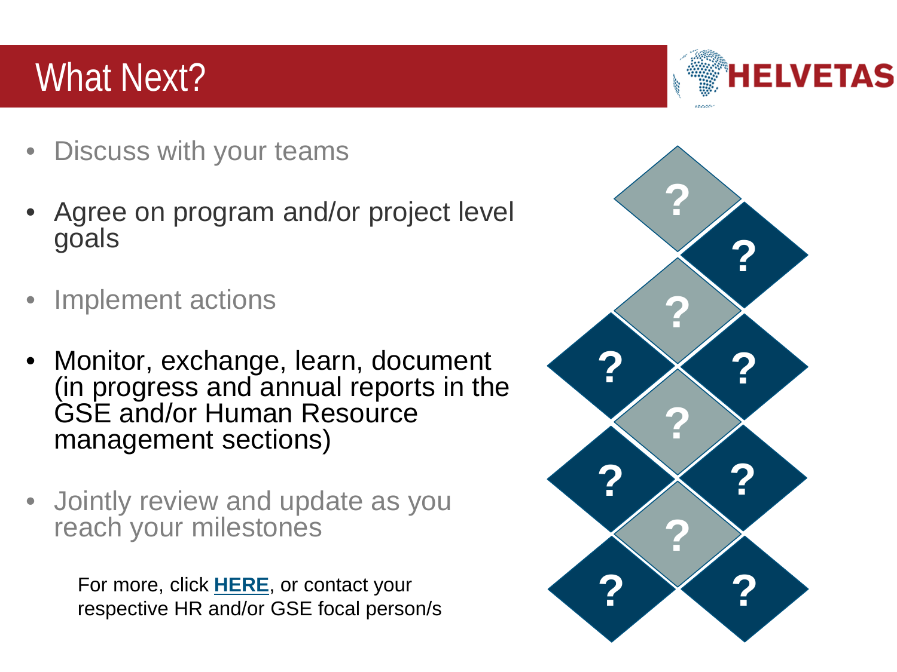# What Next?

HELVETAS

- Discuss with your teams
- Agree on program and/or project level goals
- Implement actions
- Monitor, exchange, learn, document (in progress and annual reports in the GSE and/or Human Resource management sections)
- Jointly review and update as you reach your milestones

For more, click **HERE**, or contact your respective HR and/or GSE focal person/s